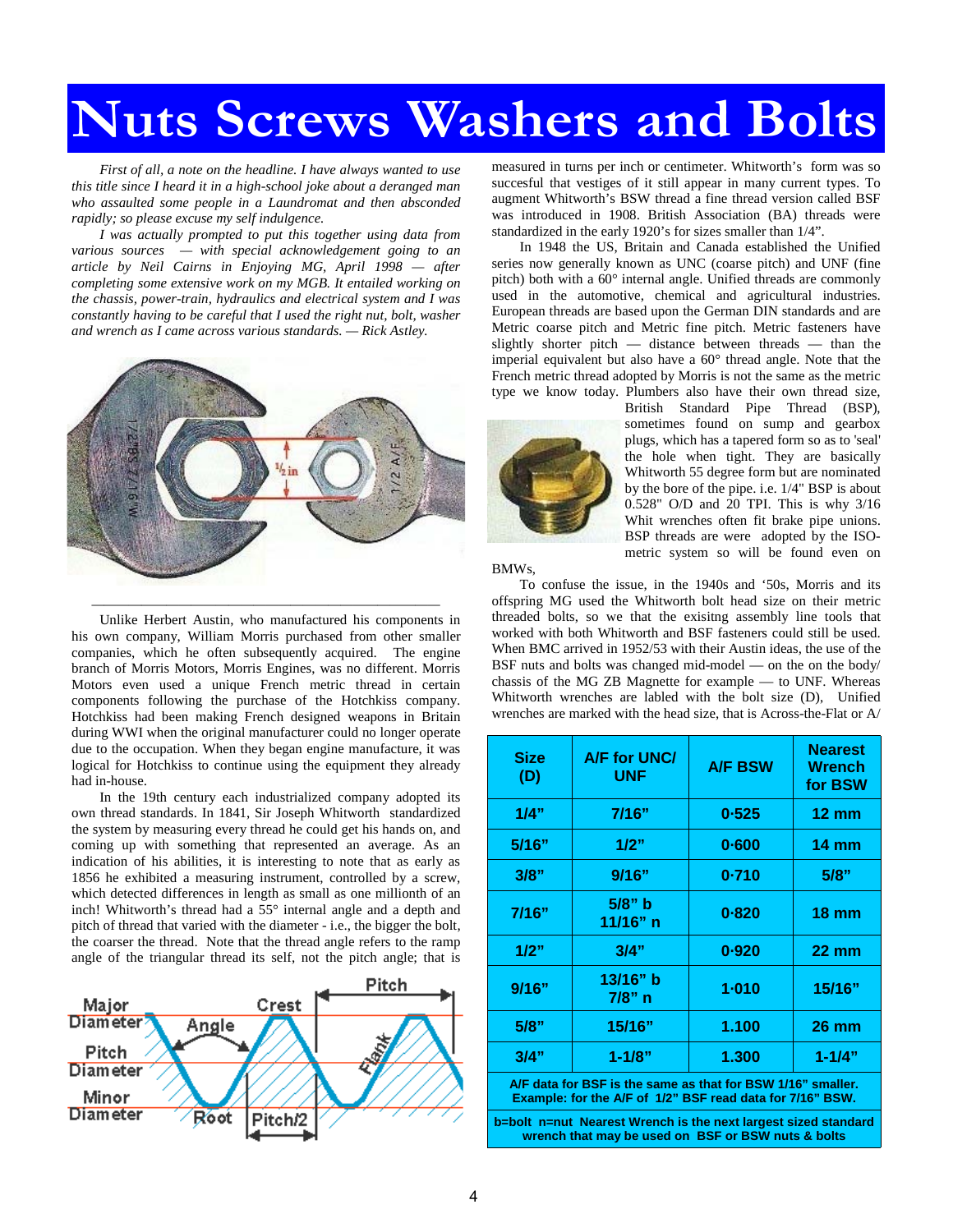# Nuts Screws Washers and Bolts

*First of all, a note on the headline. I have always wanted to use this title since I heard it in a high-school joke about a deranged man who assaulted some people in a Laundromat and then absconded rapidly; so please excuse my self indulgence.*

*I was actually prompted to put this together using data from various sources — with special acknowledgement going to an article by Neil Cairns in Enjoying MG, April 1998 — after completing some extensive work on my MGB. It entailed working on the chassis, power-train, hydraulics and electrical system and I was constantly having to be careful that I used the right nut, bolt, washer and wrench as I came across various standards. — Rick Astley.*

Unlike Herbert Austin, who manufactured his components in his own company, William Morris purchased from other smaller companies, which he often subsequently acquired. The engine branch of Morris Motors, Morris Engines, was no different. Morris Motors even used a unique French metric thread in certain components following the purchase of the Hotchkiss company. Hotchkiss had been making French designed weapons in Britain during WWI when the original manufacturer could no longer operate due to the occupation. When they began engine manufacture, it was logical for Hotchkiss to continue using the equipment they already had in-house.

In the 19th century each industrialized company adopted its own thread standards. In 1841, Sir Joseph Whitworth standardized the system by measuring every thread he could get his hands on, and coming up with something that represented an average. As an indication of his abilities, it is interesting to note that as early as 1856 he exhibited a measuring instrument, controlled by a screw, which detected differences in length as small as one millionth of an inch! Whitworth's thread had a 55° internal angle and a depth and pitch of thread that varied with the diameter - i.e., the bigger the bolt, the coarser the thread. Note that the thread angle refers to the ramp angle of the triangular thread its self, not the pitch angle; that is measured in turns per inch or centimeter. Whitworth's form was so succesful that vestiges of it still appear in many current types. To augment Whitworth's BSW thread a fine thread version called BSF was introduced in 1908. British Standards Association (BA) threads were standardized in the early 1920's for sizes smaller than 1/4".

In 1948 the US, Britain and Canada established the Unified series now generally known as UNC (coarse pitch) and UNF (fine pitch) both with a 60° internal angle. Unified threads are commonly used in the automotive, chemical and agricultural industries. European threads are based upon the German DIN standards and are Metric coarse pitch and Metric fine pitch. Metric fasteners have slightly shorter pitch — distance between threads — than the imperial equivalent but also have a 60° thread angle. Note that the French metric thread adopted by Morris is not the same as the metric type we know today. Plumbers also have their own thread size, British Standard Pipe Thread (BSP), sometimes found on sump and gearbox plugs, which has a tapered form so as to 'seal' the hole when tight. They are basically Whitworth 55 degree form but are nominated by the bore of the pipe. i.e. 1/4" BSP is about 0.528" O/D and 20 TPI. This is why 3/16 Whit wrenches often fit brake pipe unions. BSP threads are were adopted by the ISO-metric system so will be found even on BMWs,

To confuse the issue, in the 1940s and '50s, Morris and its offspring MG used the Whitworth bolt head size on their metric threaded bolts, so we that the exisitng assembly line tools that worked with both Whitworth and BSF fasteners could still be used. When BMC arrived in 1952/53 with their Austin ideas, the use of the BSF nuts and bolts was changed mid-model — on the on the body/ chassis of the MG ZB Magnette for example — to UNF. Whereas Whitworth wrenches are labled with the bolt size (D), Unified wrenches are marked with the head size, that is Across-the-Flat or A/

| Size (D) | A/F for UNC/ UNF | A/F BSW | Nearest Wrench for BSW |
|---|---|---|---|
| 1/4" | 7/16" | 0·525 | 12 mm |
| 5/16" | 1/2" | 0·600 | 14 mm |
| 3/8" | 9/16" | 0·710 | 5/8" |
| 7/16" | 5/8" b 11/16" n | 0·820 | 18 mm |
| 1/2" | 3/4" | 0·920 | 22 mm |
| 9/16" | 13/16" b 7/8" n | 1·010 | 15/16" |
| 5/8" | 15/16" | 1.100 | 26 mm |
| 3/4" | 1-1/8" | 1.300 | 1-1/4" |

A/F data for BSF is the same as that for BSW 1/16" smaller. Example: for the A/F of 1/2" BSF read data for 7/16" BSW.

b=bolt n=nut Nearest Wrench is the next largest sized standard wrench that may be used on BSF or BSW nuts & bolts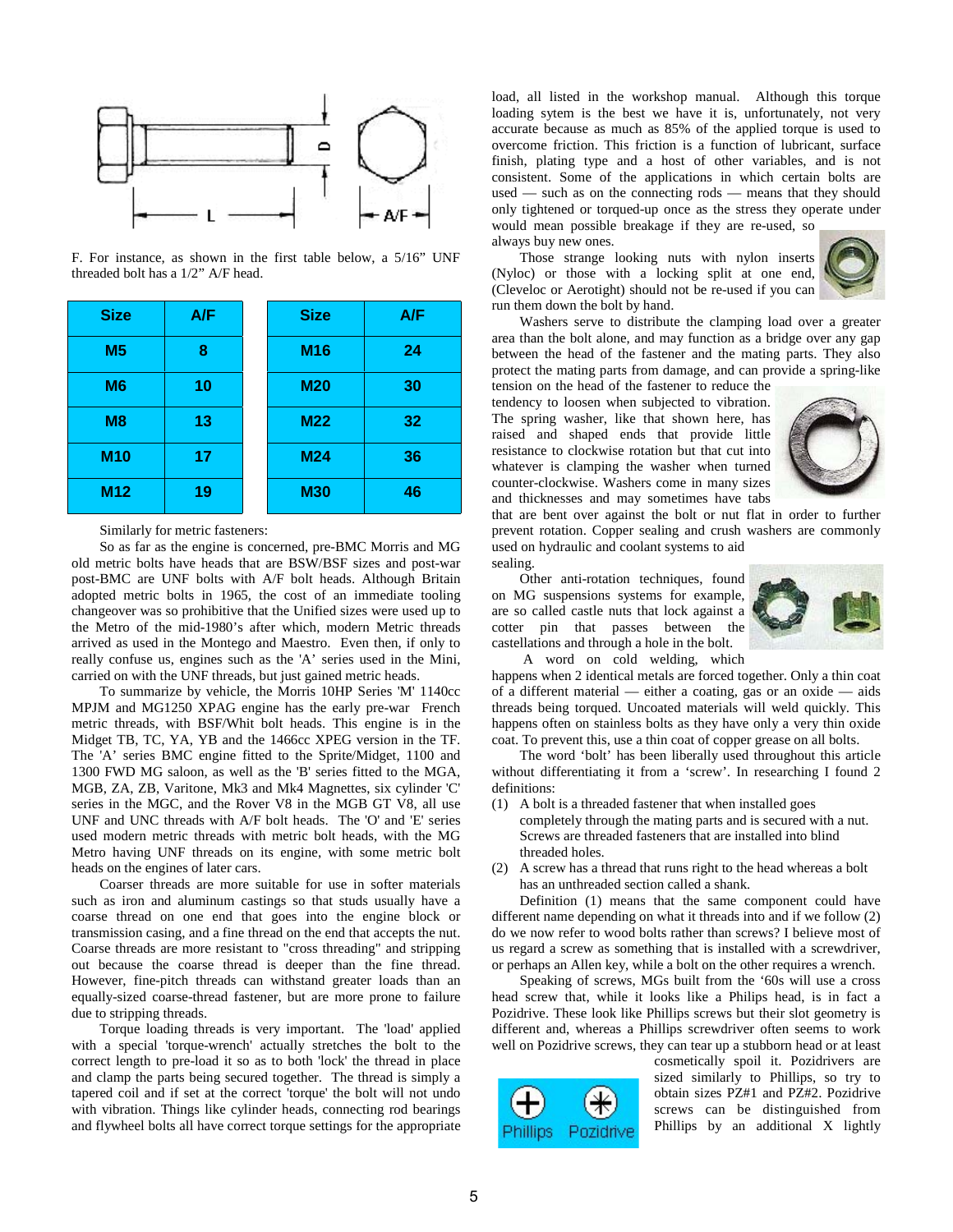F. For instance, as shown in the first table below, a 5/16" UNF threaded bolt has a 1/2" A/F head.

| Size | A/F | Size | A/F |
|---|---|---|---|
| M5 | 8 | M16 | 24 |
| M6 | 10 | M20 | 30 |
| M8 | 13 | M22 | 32 |
| M10 | 17 | M24 | 36 |
| M12 | 19 | M30 | 46 |

Similarly for metric fasteners:

So as far as the engine is concerned, pre-BMC Morris and MG old metric bolts have heads that are BSW/BSF sizes and post-war post-BMC are UNF bolts with A/F bolt heads. Although Britain adopted metric bolts in 1965, the cost of an immediate tooling changeover was so prohibitive that the Unified sizes were used up to the Metro of the mid-1980's after which, modern Metric threads arrived as used in the Montego and Maestro. Even then, if only to really confuse us, engines such as the 'A' series used in the Mini, carried on with the UNF threads, but just gained metric heads.

To summarize by vehicle, the Morris 10HP Series 'M' 1140cc MPJM and MG1250 XPAG engine has the early pre-war French metric threads, with BSF/Whit bolt heads. This engine is in the Midget TB, TC, YA, YB and the 1466cc XPEG version in the TF. The 'A' series BMC engine fitted to the Sprite/Midget, 1100 and 1300 FWD MG saloon, as well as the 'B' series fitted to the MGA, MGB, ZA, ZB, Varitone, Mk3 and Mk4 Magnettes, six cylinder 'C' series in the MGC, and the Rover V8 in the MGB GT V8, all use UNF and UNC threads with A/F bolt heads. The 'O' and 'E' series used modern metric threads with metric bolt heads, with the MG Metro having UNF threads on its engine, with some metric bolt heads on the engines of later cars.

Coarser threads are more suitable for use in softer materials such as iron and aluminum castings so that studs usually have a coarse thread on one end that goes into the engine block or transmission casing, and a fine thread on the end that accepts the nut. Coarse threads are more resistant to "cross threading" and stripping out because the coarse thread is deeper than the fine thread. However, fine-pitch threads can withstand greater loads than an equally-sized coarse-thread fastener, but are more prone to failure due to stripping threads.

Torque loading threads is very important. The 'load' applied with a special 'torque-wrench' actually stretches the bolt to the correct length to pre-load it so as to both 'lock' the thread in place and clamp the parts being secured together. The thread is simply a tapered coil and if set at the correct 'torque' the bolt will not undo with vibration. Things like cylinder heads, connecting rod bearings and flywheel bolts all have correct torque settings for the appropriate load, all listed in the workshop manual. Although this torque loading sytem is the best we have it is, unfortunately, not very accurate because as much as 85% of the applied torque is used to overcome friction. This friction is a function of lubricant, surface finish, plating type and a host of other variables, and is not consistent. Some of the applications in which certain bolts are used — such as on the connecting rods — means that they should only tightened or torqued-up once as the stress they operate under would mean possible breakage if they are re-used, so always buy new ones.

Those strange looking nuts with nylon inserts (Nyloc) or those with a locking split at one end, (Cleveloc or Aerotight) should not be re-used if you can run them down the bolt by hand.

Washers serve to distribute the clamping load over a greater area than the bolt alone, and may function as a bridge over any gap between the head of the fastener and the mating parts. They also protect the mating parts from damage, and can provide a spring-like tension on the head of the fastener to reduce the tendency to loosen when subjected to vibration. The spring washer, like that shown here, has raised and shaped ends that provide little resistance to clockwise rotation but that cut into whatever is clamping the washer when turned counter-clockwise. Washers come in many sizes and thicknesses and may sometimes have tabs that are bent over against the bolt or nut flat in order to further prevent rotation. Copper sealing and crush washers are commonly used on hydraulic and coolant systems to aid sealing.

Other anti-rotation techniques, found on MG suspensions systems for example, are so called castle nuts that lock against a cotter pin that passes between the castellations and through a hole in the bolt.

A word on cold welding, which happens when 2 identical metals are forced together. Only a thin coat of a different material — either a coating, gas or an oxide — aids threads being torqued. Uncoated materials will weld quickly. This happens often on stainless bolts as they have only a very thin oxide coat. To prevent this, use a thin coat of copper grease on all bolts.

The word 'bolt' has been liberally used throughout this article without differentiating it from a 'screw'. In researching I found 2 definitions:

(1) A bolt is a threaded fastener that when installed goes completely through the mating parts and is secured with a nut. Screws are threaded fasteners that are installed into blind threaded holes.
(2) A screw has a thread that runs right to the head whereas a bolt has an unthreaded section called a shank.

Definition (1) means that the same component could have different name depending on what it threads into and if we follow (2) do we now refer to wood bolts rather than screws? I believe most of us regard a screw as something that is installed with a screwdriver, or perhaps an Allen key, while a bolt on the other side requires a wrench.

Speaking of screws, MGs built from the '60s will use a cross head screw that, while it looks like a Philips head, is in fact a Pozidrive. These look like Phillips screws but their slot geometry is different and, whereas a Phillips screwdriver often seems to work well on Pozidrive screws, they can tear up a stubborn head or at least cosmetically spoil it. Pozidrivers are sized similarly to Phillips, so try to obtain sizes PZ#1 and PZ#2. Pozidrive screws can be distinguished from Phillips by an additional X lightly

Phillips Pozidrive